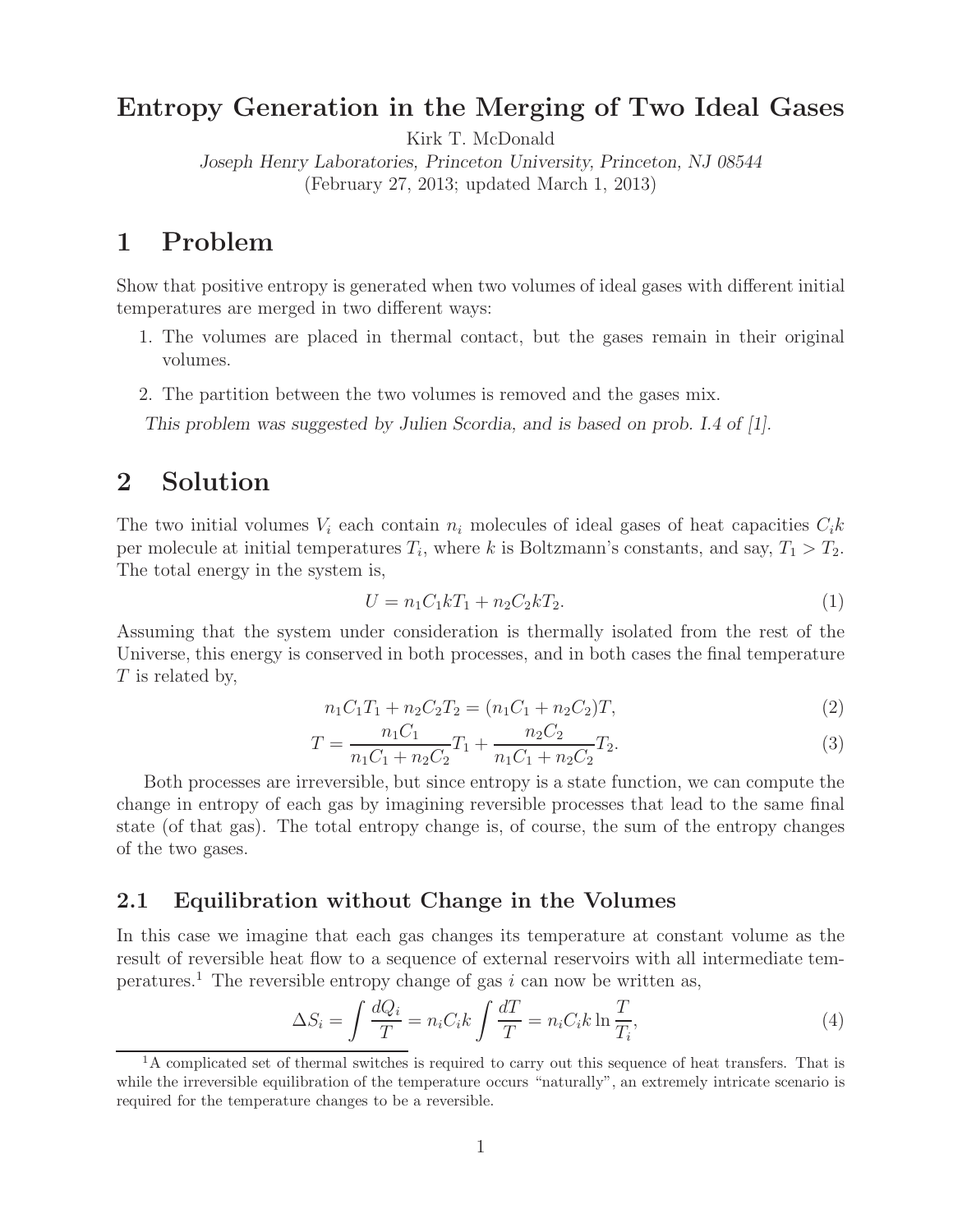# Entropy Generation in the Merging of Two Ideal Gases

Kirk T. McDonald

*Joseph Henry Laboratories, Princeton University, Princeton, NJ 08544*

(February 27, 2013; updated March 1, 2013)

# 1 Problem

Show that positive entropy is generated when two volumes of ideal gases with different initial temperatures are merged in two different ways:

1. The volumes are placed in thermal contact, but the gases remain in their original volumes.
2. The partition between the two volumes is removed and the gases mix.

*This problem was suggested by Julien Scordia, and is based on prob. I.4 of [1].*

# 2 Solution

The two initial volumes $V_i$ each contain $n_i$ molecules of ideal gases of heat capacities $C_i k$ per molecule at initial temperatures $T_i$, where $k$ is Boltzmann's constants, and say, $T_1 > T_2$. The total energy in the system is,

$$U = n_1 C_1 k T_1 + n_2 C_2 k T_2. \tag{1}$$

Assuming that the system under consideration is thermally isolated from the rest of the Universe, this energy is conserved in both processes, and in both cases the final temperature $T$ is related by,

$$n_1 C_1 T_1 + n_2 C_2 T_2 = (n_1 C_1 + n_2 C_2) T, \tag{2}$$

$$T = \frac{n_1 C_1}{n_1 C_1 + n_2 C_2} T_1 + \frac{n_2 C_2}{n_1 C_1 + n_2 C_2} T_2. \tag{3}$$

Both processes are irreversible, but since entropy is a state function, we can compute the change in entropy of each gas by imagining reversible processes that lead to the same final state (of that gas). The total entropy change is, of course, the sum of the entropy changes of the two gases.

## 2.1 Equilibration without Change in the Volumes

In this case we imagine that each gas changes its temperature at constant volume as the result of reversible heat flow to a sequence of external reservoirs with all intermediate temperatures.[1] The reversible entropy change of gas $i$ can now be written as,

$$\Delta S_i = \int \frac{dQ_i}{T} = n_i C_i k \int \frac{dT}{T} = n_i C_i k \ln \frac{T}{T_i}, \tag{4}$$

[1] A complicated set of thermal switches is required to carry out this sequence of heat transfers. That is while the irreversible equilibration of the temperature occurs "naturally", an extremely intricate scenario is required for the temperature changes to be a reversible.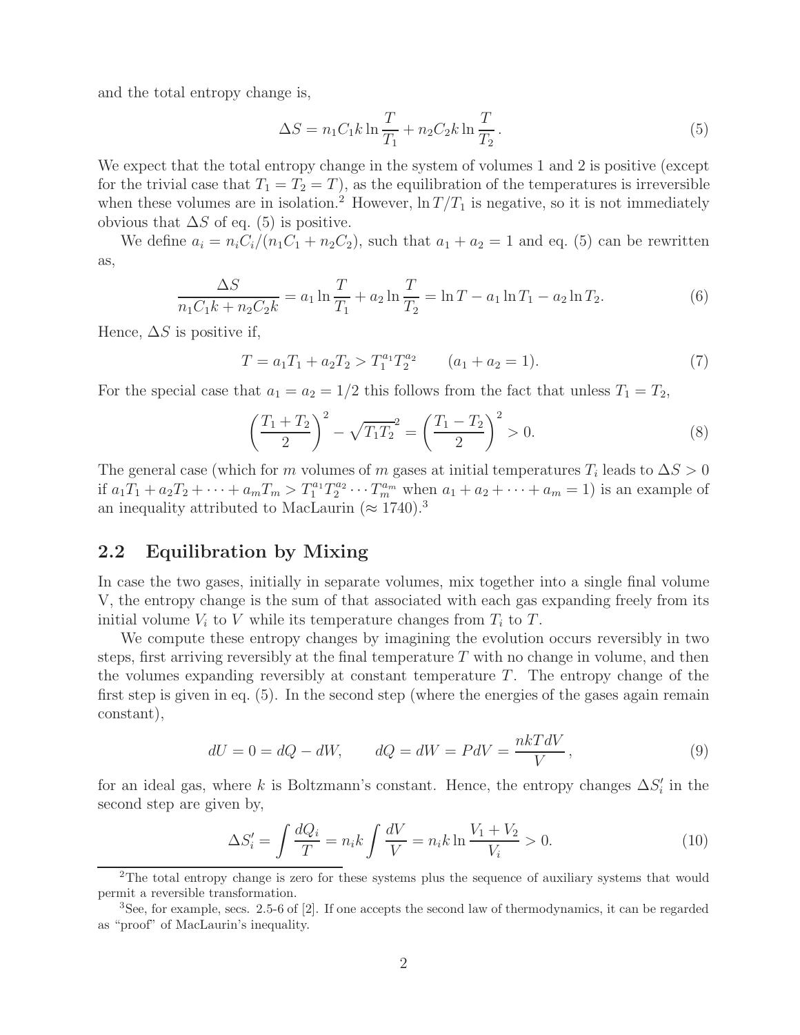and the total entropy change is,

$$\Delta S = n_1 C_1 k \ln \frac{T}{T_1} + n_2 C_2 k \ln \frac{T}{T_2}. \tag{5}$$

We expect that the total entropy change in the system of volumes 1 and 2 is positive (except for the trivial case that $T_1 = T_2 = T$), as the equilibration of the temperatures is irreversible when these volumes are in isolation.[2] However, $\ln T/T_1$ is negative, so it is not immediately obvious that $\Delta S$ of eq. (5) is positive.

We define $a_i = n_i C_i/(n_1 C_1 + n_2 C_2)$, such that $a_1 + a_2 = 1$ and eq. (5) can be rewritten as,

$$\frac{\Delta S}{n_1 C_1 k + n_2 C_2 k} = a_1 \ln \frac{T}{T_1} + a_2 \ln \frac{T}{T_2} = \ln T - a_1 \ln T_1 - a_2 \ln T_2. \tag{6}$$

Hence, $\Delta S$ is positive if,

$$T = a_1 T_1 + a_2 T_2 > T_1^{a_1} T_2^{a_2} \qquad (a_1 + a_2 = 1). \tag{7}$$

For the special case that $a_1 = a_2 = 1/2$ this follows from the fact that unless $T_1 = T_2$,

$$\left(\frac{T_1 + T_2}{2}\right)^2 - \sqrt{T_1 T_2}^2 = \left(\frac{T_1 - T_2}{2}\right)^2 > 0. \tag{8}$$

The general case (which for $m$ volumes of $m$ gases at initial temperatures $T_i$ leads to $\Delta S > 0$ if $a_1 T_1 + a_2 T_2 + \cdots + a_m T_m > T_1^{a_1} T_2^{a_2} \cdots T_m^{a_m}$ when $a_1 + a_2 + \cdots + a_m = 1$) is an example of an inequality attributed to MacLaurin ($\approx 1740$).[3]

## 2.2 Equilibration by Mixing

In case the two gases, initially in separate volumes, mix together into a single final volume V, the entropy change is the sum of that associated with each gas expanding freely from its initial volume $V_i$ to $V$ while its temperature changes from $T_i$ to $T$.

We compute these entropy changes by imagining the evolution occurs reversibly in two steps, first arriving reversibly at the final temperature $T$ with no change in volume, and then the volumes expanding reversibly at constant temperature $T$. The entropy change of the first step is given in eq. (5). In the second step (where the energies of the gases again remain constant),

$$dU = 0 = dQ - dW, \qquad dQ = dW = P dV = \frac{nkT dV}{V}, \tag{9}$$

for an ideal gas, where $k$ is Boltzmann's constant. Hence, the entropy changes $\Delta S_i'$ in the second step are given by,

$$\Delta S_i' = \int \frac{dQ_i}{T} = n_i k \int \frac{dV}{V} = n_i k \ln \frac{V_1 + V_2}{V_i} > 0. \tag{10}$$

[2] The total entropy change is zero for these systems plus the sequence of auxiliary systems that would permit a reversible transformation.

[3] See, for example, secs. 2.5-6 of [2]. If one accepts the second law of thermodynamics, it can be regarded as "proof" of MacLaurin's inequality.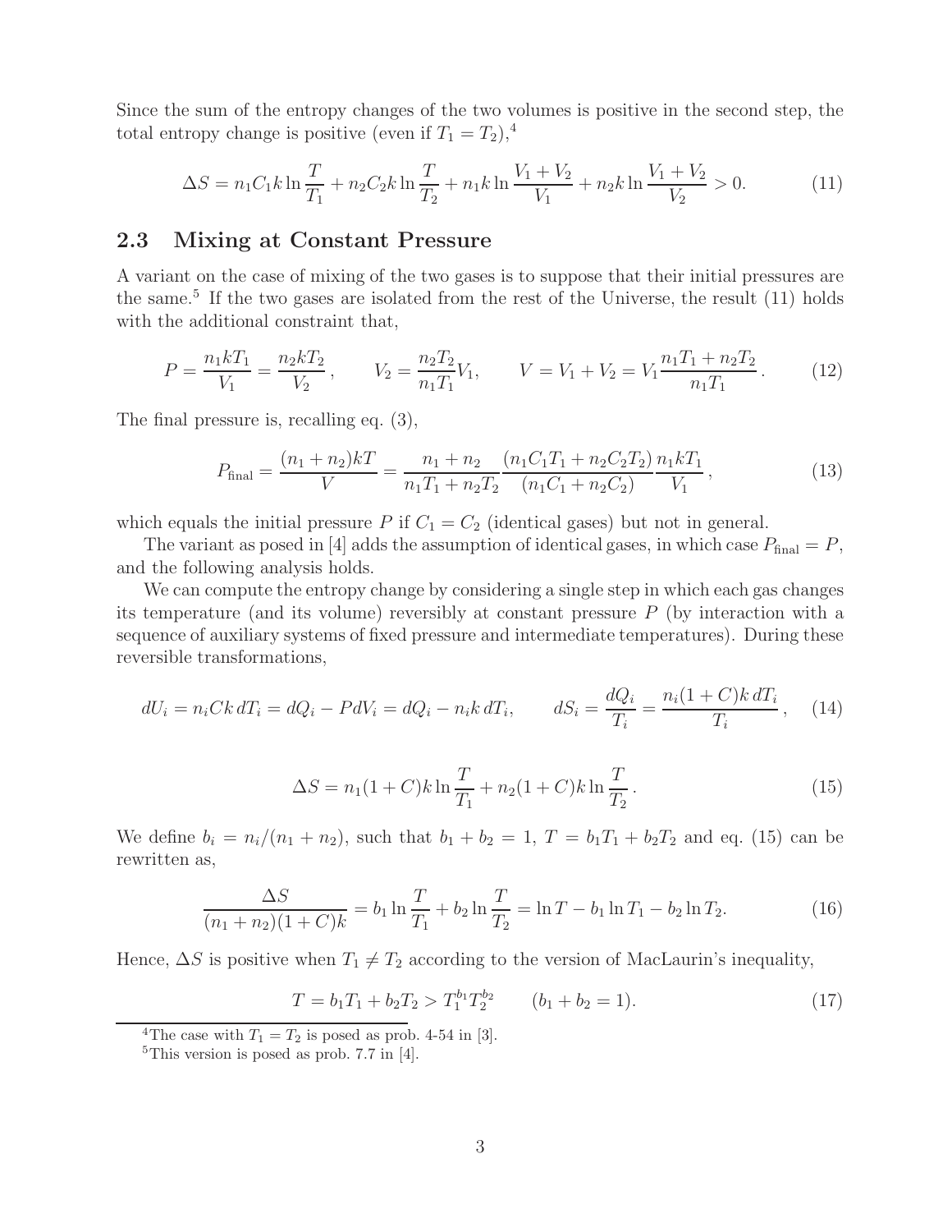Since the sum of the entropy changes of the two volumes is positive in the second step, the total entropy change is positive (even if $T_1 = T_2$),[4]

$$\Delta S = n_1 C_1 k \ln \frac{T}{T_1} + n_2 C_2 k \ln \frac{T}{T_2} + n_1 k \ln \frac{V_1 + V_2}{V_1} + n_2 k \ln \frac{V_1 + V_2}{V_2} > 0. \tag{11}$$

## 2.3 Mixing at Constant Pressure

A variant on the case of mixing of the two gases is to suppose that their initial pressures are the same.[5] If the two gases are isolated from the rest of the Universe, the result (11) holds with the additional constraint that,

$$P = \frac{n_1 k T_1}{V_1} = \frac{n_2 k T_2}{V_2}, \qquad V_2 = \frac{n_2 T_2}{n_1 T_1} V_1, \qquad V = V_1 + V_2 = V_1 \frac{n_1 T_1 + n_2 T_2}{n_1 T_1}. \tag{12}$$

The final pressure is, recalling eq. (3),

$$P_{\rm final} = \frac{(n_1 + n_2) k T}{V} = \frac{n_1 + n_2}{n_1 T_1 + n_2 T_2} \frac{(n_1 C_1 T_1 + n_2 C_2 T_2)}{(n_1 C_1 + n_2 C_2)} \frac{n_1 k T_1}{V_1}, \tag{13}$$

which equals the initial pressure $P$ if $C_1 = C_2$ (identical gases) but not in general.

The variant as posed in [4] adds the assumption of identical gases, in which case $P_{\rm final} = P$, and the following analysis holds.

We can compute the entropy change by considering a single step in which each gas changes its temperature (and its volume) reversibly at constant pressure $P$ (by interaction with a sequence of auxiliary systems of fixed pressure and intermediate temperatures). During these reversible transformations,

$$dU_i = n_i C k \, dT_i = dQ_i - P dV_i = dQ_i - n_i k \, dT_i, \qquad dS_i = \frac{dQ_i}{T_i} = \frac{n_i (1 + C) k \, dT_i}{T_i}, \tag{14}$$

$$\Delta S = n_1 (1 + C) k \ln \frac{T}{T_1} + n_2 (1 + C) k \ln \frac{T}{T_2}. \tag{15}$$

We define $b_i = n_i/(n_1 + n_2)$, such that $b_1 + b_2 = 1$, $T = b_1 T_1 + b_2 T_2$ and eq. (15) can be rewritten as,

$$\frac{\Delta S}{(n_1 + n_2)(1 + C) k} = b_1 \ln \frac{T}{T_1} + b_2 \ln \frac{T}{T_2} = \ln T - b_1 \ln T_1 - b_2 \ln T_2. \tag{16}$$

Hence, $\Delta S$ is positive when $T_1 \neq T_2$ according to the version of MacLaurin's inequality,

$$T = b_1 T_1 + b_2 T_2 > T_1^{b_1} T_2^{b_2} \qquad (b_1 + b_2 = 1). \tag{17}$$

---

[4] The case with $T_1 = T_2$ is posed as prob. 4-54 in [3].

[5] This version is posed as prob. 7.7 in [4].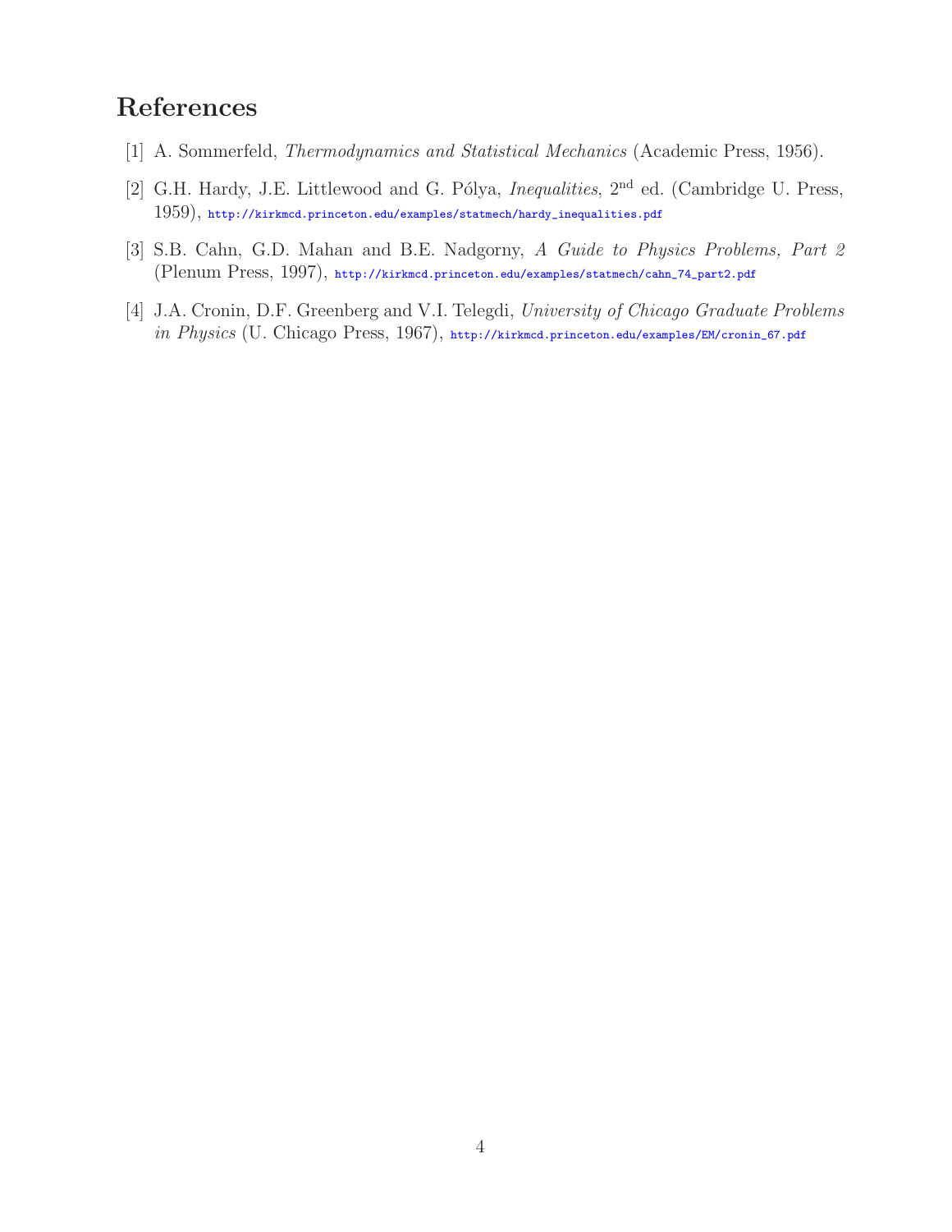## References

[1] A. Sommerfeld, *Thermodynamics and Statistical Mechanics* (Academic Press, 1956).

[2] G.H. Hardy, J.E. Littlewood and G. Pólya, *Inequalities*, 2nd ed. (Cambridge U. Press, 1959), http://kirkmcd.princeton.edu/examples/statmech/hardy_inequalities.pdf

[3] S.B. Cahn, G.D. Mahan and B.E. Nadgorny, *A Guide to Physics Problems, Part 2* (Plenum Press, 1997), http://kirkmcd.princeton.edu/examples/statmech/cahn_74_part2.pdf

[4] J.A. Cronin, D.F. Greenberg and V.I. Telegdi, *University of Chicago Graduate Problems in Physics* (U. Chicago Press, 1967), http://kirkmcd.princeton.edu/examples/EM/cronin_67.pdf